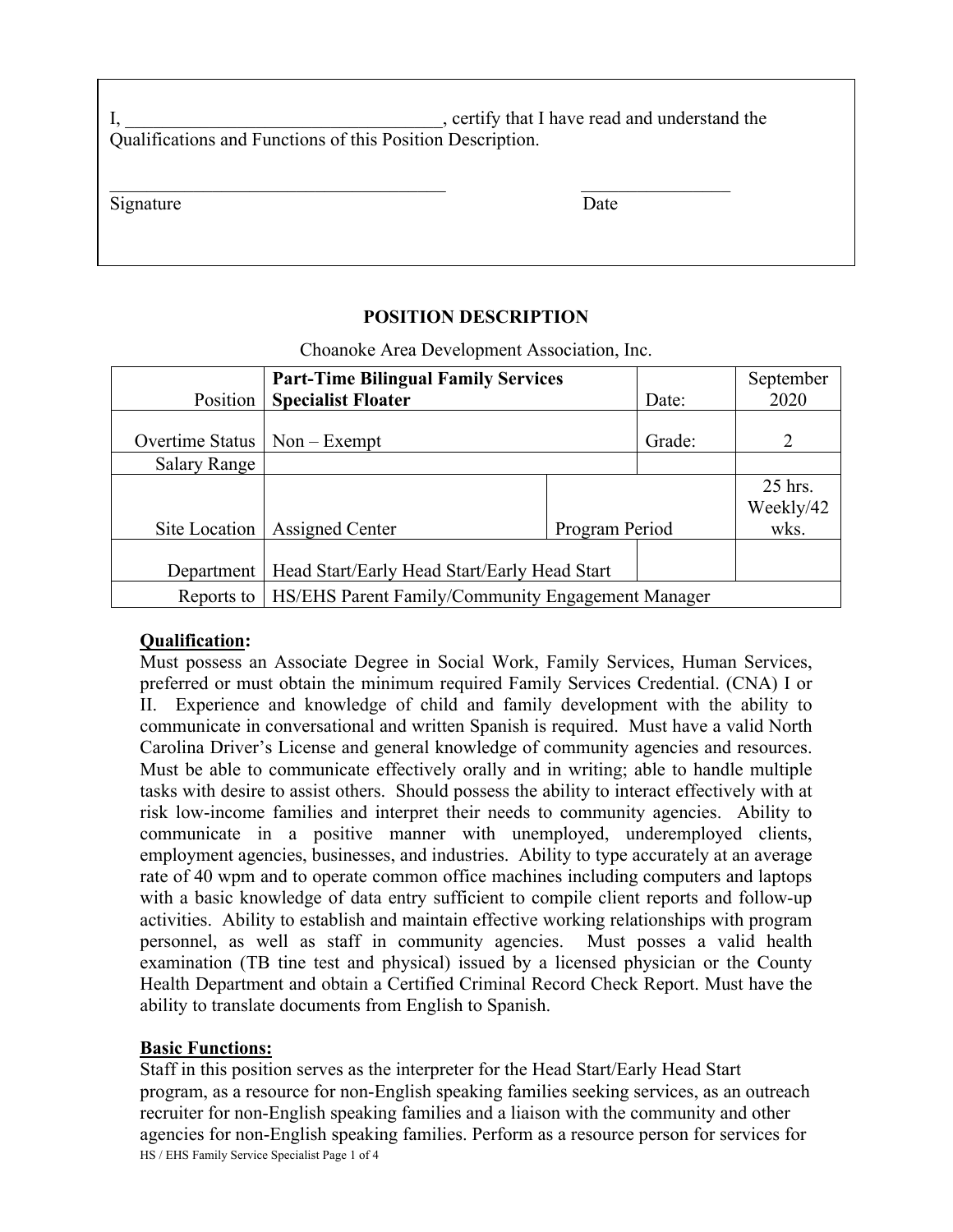I, ___________________________________, certify that I have read and understand the Qualifications and Functions of this Position Description.

_____________________________________ _________________
Signature Date

**POSITION DESCRIPTION**

Choanoke Area Development Association, Inc.

| Position | **Part-Time Bilingual Family Services Specialist Floater** | | Date: | September 2020 |
|---|---|---|---|---|
| Overtime Status | Non – Exempt | | Grade: | 2 |
| Salary Range | | | | |
| Site Location | Assigned Center | Program Period | | 25 hrs. Weekly/42 wks. |
| Department | Head Start/Early Head Start/Early Head Start | | | |
| Reports to | HS/EHS Parent Family/Community Engagement Manager | | | |

**Qualification:**

Must possess an Associate Degree in Social Work, Family Services, Human Services, preferred or must obtain the minimum required Family Services Credential. (CNA) I or II. Experience and knowledge of child and family development with the ability to communicate in conversational and written Spanish is required. Must have a valid North Carolina Driver's License and general knowledge of community agencies and resources. Must be able to communicate effectively orally and in writing; able to handle multiple tasks with desire to assist others. Should possess the ability to interact effectively with at risk low-income families and interpret their needs to community agencies. Ability to communicate in a positive manner with unemployed, underemployed clients, employment agencies, businesses, and industries. Ability to type accurately at an average rate of 40 wpm and to operate common office machines including computers and laptops with a basic knowledge of data entry sufficient to compile client reports and follow-up activities. Ability to establish and maintain effective working relationships with program personnel, as well as staff in community agencies. Must posses a valid health examination (TB tine test and physical) issued by a licensed physician or the County Health Department and obtain a Certified Criminal Record Check Report. Must have the ability to translate documents from English to Spanish.

**Basic Functions:**

Staff in this position serves as the interpreter for the Head Start/Early Head Start program, as a resource for non-English speaking families seeking services, as an outreach recruiter for non-English speaking families and a liaison with the community and other agencies for non-English speaking families. Perform as a resource person for services for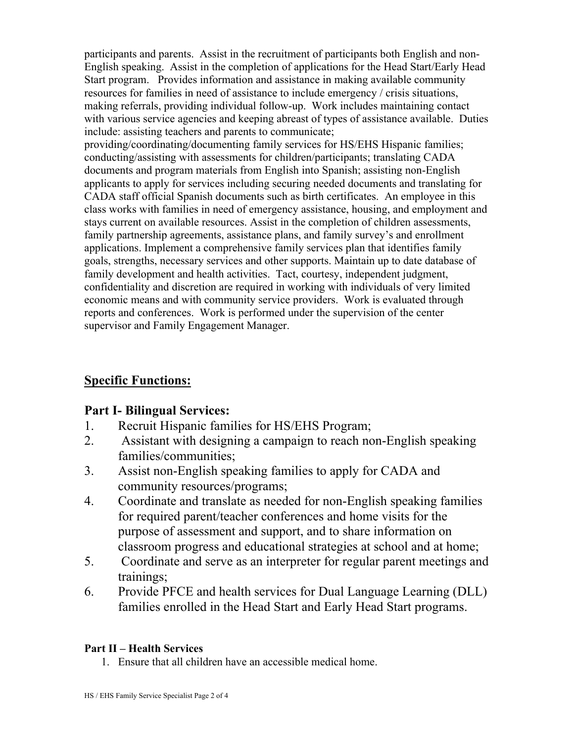participants and parents. Assist in the recruitment of participants both English and non-English speaking. Assist in the completion of applications for the Head Start/Early Head Start program. Provides information and assistance in making available community resources for families in need of assistance to include emergency / crisis situations, making referrals, providing individual follow-up. Work includes maintaining contact with various service agencies and keeping abreast of types of assistance available. Duties include: assisting teachers and parents to communicate; providing/coordinating/documenting family services for HS/EHS Hispanic families; conducting/assisting with assessments for children/participants; translating CADA documents and program materials from English into Spanish; assisting non-English applicants to apply for services including securing needed documents and translating for CADA staff official Spanish documents such as birth certificates. An employee in this class works with families in need of emergency assistance, housing, and employment and stays current on available resources. Assist in the completion of children assessments, family partnership agreements, assistance plans, and family survey's and enrollment applications. Implement a comprehensive family services plan that identifies family goals, strengths, necessary services and other supports. Maintain up to date database of family development and health activities. Tact, courtesy, independent judgment, confidentiality and discretion are required in working with individuals of very limited economic means and with community service providers. Work is evaluated through reports and conferences. Work is performed under the supervision of the center supervisor and Family Engagement Manager.

## Specific Functions:

### Part I- Bilingual Services:

1. Recruit Hispanic families for HS/EHS Program;
2. Assistant with designing a campaign to reach non-English speaking families/communities;
3. Assist non-English speaking families to apply for CADA and community resources/programs;
4. Coordinate and translate as needed for non-English speaking families for required parent/teacher conferences and home visits for the purpose of assessment and support, and to share information on classroom progress and educational strategies at school and at home;
5. Coordinate and serve as an interpreter for regular parent meetings and trainings;
6. Provide PFCE and health services for Dual Language Learning (DLL) families enrolled in the Head Start and Early Head Start programs.

#### Part II – Health Services

1. Ensure that all children have an accessible medical home.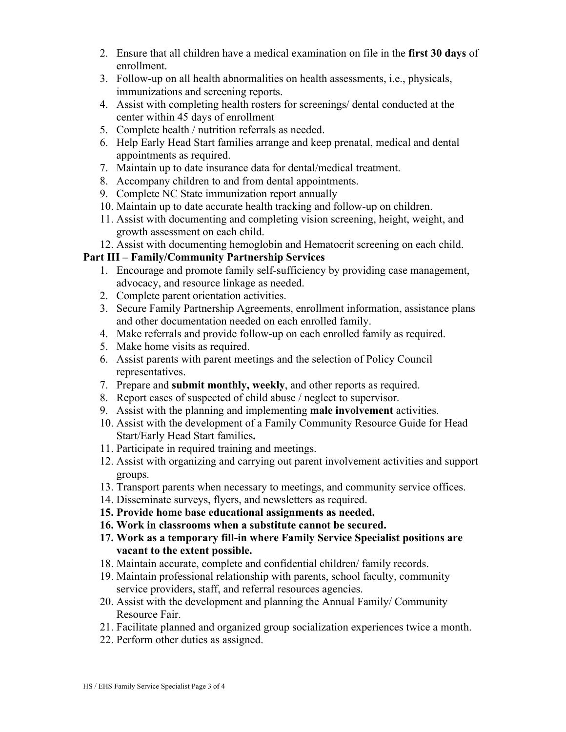2. Ensure that all children have a medical examination on file in the **first 30 days** of enrollment.
3. Follow-up on all health abnormalities on health assessments, i.e., physicals, immunizations and screening reports.
4. Assist with completing health rosters for screenings/ dental conducted at the center within 45 days of enrollment
5. Complete health / nutrition referrals as needed.
6. Help Early Head Start families arrange and keep prenatal, medical and dental appointments as required.
7. Maintain up to date insurance data for dental/medical treatment.
8. Accompany children to and from dental appointments.
9. Complete NC State immunization report annually
10. Maintain up to date accurate health tracking and follow-up on children.
11. Assist with documenting and completing vision screening, height, weight, and growth assessment on each child.
12. Assist with documenting hemoglobin and Hematocrit screening on each child.

**Part III – Family/Community Partnership Services**

1. Encourage and promote family self-sufficiency by providing case management, advocacy, and resource linkage as needed.
2. Complete parent orientation activities.
3. Secure Family Partnership Agreements, enrollment information, assistance plans and other documentation needed on each enrolled family.
4. Make referrals and provide follow-up on each enrolled family as required.
5. Make home visits as required.
6. Assist parents with parent meetings and the selection of Policy Council representatives.
7. Prepare and **submit monthly, weekly**, and other reports as required.
8. Report cases of suspected of child abuse / neglect to supervisor.
9. Assist with the planning and implementing **male involvement** activities.
10. Assist with the development of a Family Community Resource Guide for Head Start/Early Head Start families**.**
11. Participate in required training and meetings.
12. Assist with organizing and carrying out parent involvement activities and support groups.
13. Transport parents when necessary to meetings, and community service offices.
14. Disseminate surveys, flyers, and newsletters as required.
15. **Provide home base educational assignments as needed.**
16. **Work in classrooms when a substitute cannot be secured.**
17. **Work as a temporary fill-in where Family Service Specialist positions are vacant to the extent possible.**
18. Maintain accurate, complete and confidential children/ family records.
19. Maintain professional relationship with parents, school faculty, community service providers, staff, and referral resources agencies.
20. Assist with the development and planning the Annual Family/ Community Resource Fair.
21. Facilitate planned and organized group socialization experiences twice a month.
22. Perform other duties as assigned.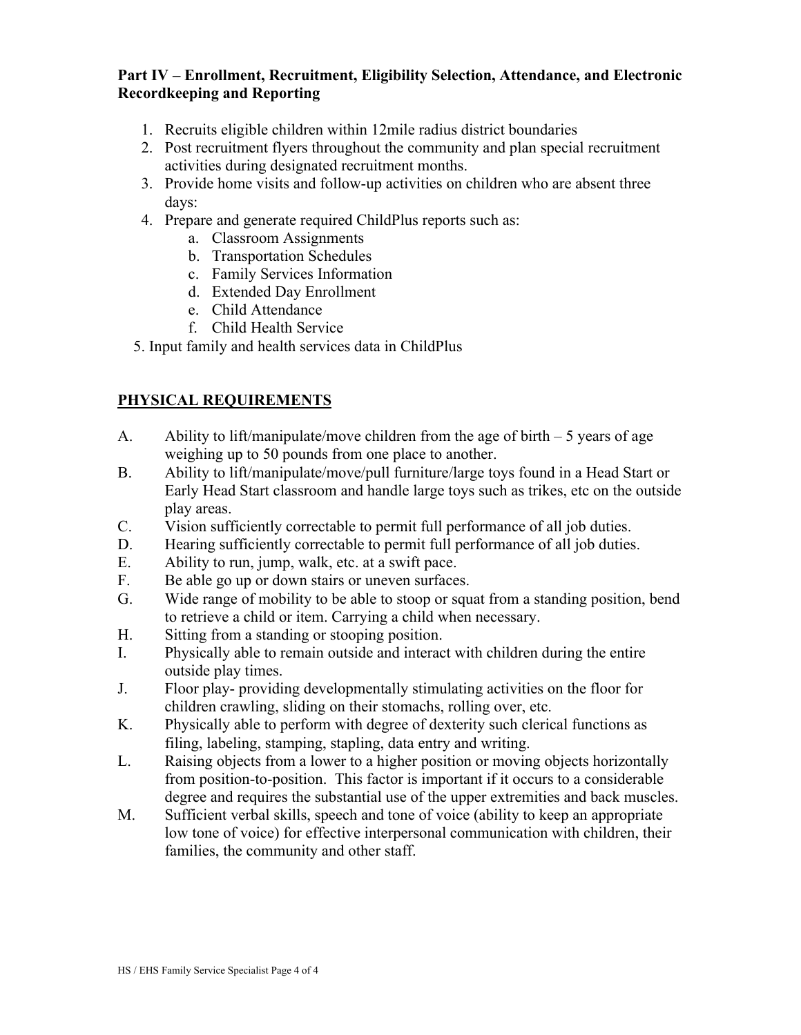**Part IV – Enrollment, Recruitment, Eligibility Selection, Attendance, and Electronic Recordkeeping and Reporting**

1. Recruits eligible children within 12mile radius district boundaries
2. Post recruitment flyers throughout the community and plan special recruitment activities during designated recruitment months.
3. Provide home visits and follow-up activities on children who are absent three days:
4. Prepare and generate required ChildPlus reports such as:
   a. Classroom Assignments
   b. Transportation Schedules
   c. Family Services Information
   d. Extended Day Enrollment
   e. Child Attendance
   f. Child Health Service
5. Input family and health services data in ChildPlus

## PHYSICAL REQUIREMENTS

A. Ability to lift/manipulate/move children from the age of birth – 5 years of age weighing up to 50 pounds from one place to another.

B. Ability to lift/manipulate/move/pull furniture/large toys found in a Head Start or Early Head Start classroom and handle large toys such as trikes, etc on the outside play areas.

C. Vision sufficiently correctable to permit full performance of all job duties.

D. Hearing sufficiently correctable to permit full performance of all job duties.

E. Ability to run, jump, walk, etc. at a swift pace.

F. Be able go up or down stairs or uneven surfaces.

G. Wide range of mobility to be able to stoop or squat from a standing position, bend to retrieve a child or item. Carrying a child when necessary.

H. Sitting from a standing or stooping position.

I. Physically able to remain outside and interact with children during the entire outside play times.

J. Floor play- providing developmentally stimulating activities on the floor for children crawling, sliding on their stomachs, rolling over, etc.

K. Physically able to perform with degree of dexterity such clerical functions as filing, labeling, stamping, stapling, data entry and writing.

L. Raising objects from a lower to a higher position or moving objects horizontally from position-to-position. This factor is important if it occurs to a considerable degree and requires the substantial use of the upper extremities and back muscles.

M. Sufficient verbal skills, speech and tone of voice (ability to keep an appropriate low tone of voice) for effective interpersonal communication with children, their families, the community and other staff.